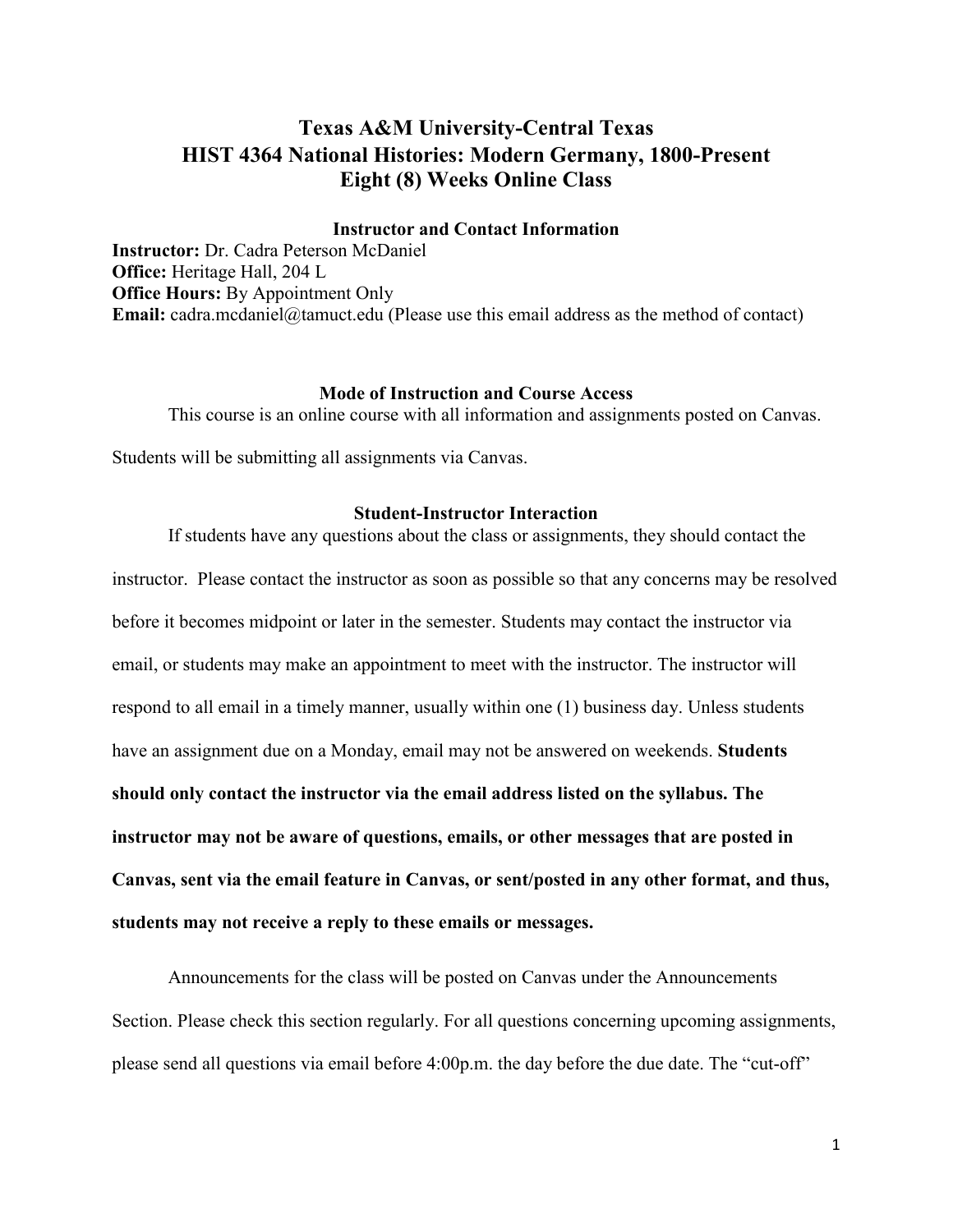# Texas A&M University-Central Texas
# HIST 4364 National Histories: Modern Germany, 1800-Present
# Eight (8) Weeks Online Class

## Instructor and Contact Information

**Instructor:** Dr. Cadra Peterson McDaniel
**Office:** Heritage Hall, 204 L
**Office Hours:** By Appointment Only
**Email:** cadra.mcdaniel@tamuct.edu (Please use this email address as the method of contact)

## Mode of Instruction and Course Access

This course is an online course with all information and assignments posted on Canvas. Students will be submitting all assignments via Canvas.

## Student-Instructor Interaction

If students have any questions about the class or assignments, they should contact the instructor. Please contact the instructor as soon as possible so that any concerns may be resolved before it becomes midpoint or later in the semester. Students may contact the instructor via email, or students may make an appointment to meet with the instructor. The instructor will respond to all email in a timely manner, usually within one (1) business day. Unless students have an assignment due on a Monday, email may not be answered on weekends. **Students should only contact the instructor via the email address listed on the syllabus. The instructor may not be aware of questions, emails, or other messages that are posted in Canvas, sent via the email feature in Canvas, or sent/posted in any other format, and thus, students may not receive a reply to these emails or messages.**

Announcements for the class will be posted on Canvas under the Announcements Section. Please check this section regularly. For all questions concerning upcoming assignments, please send all questions via email before 4:00p.m. the day before the due date. The "cut-off"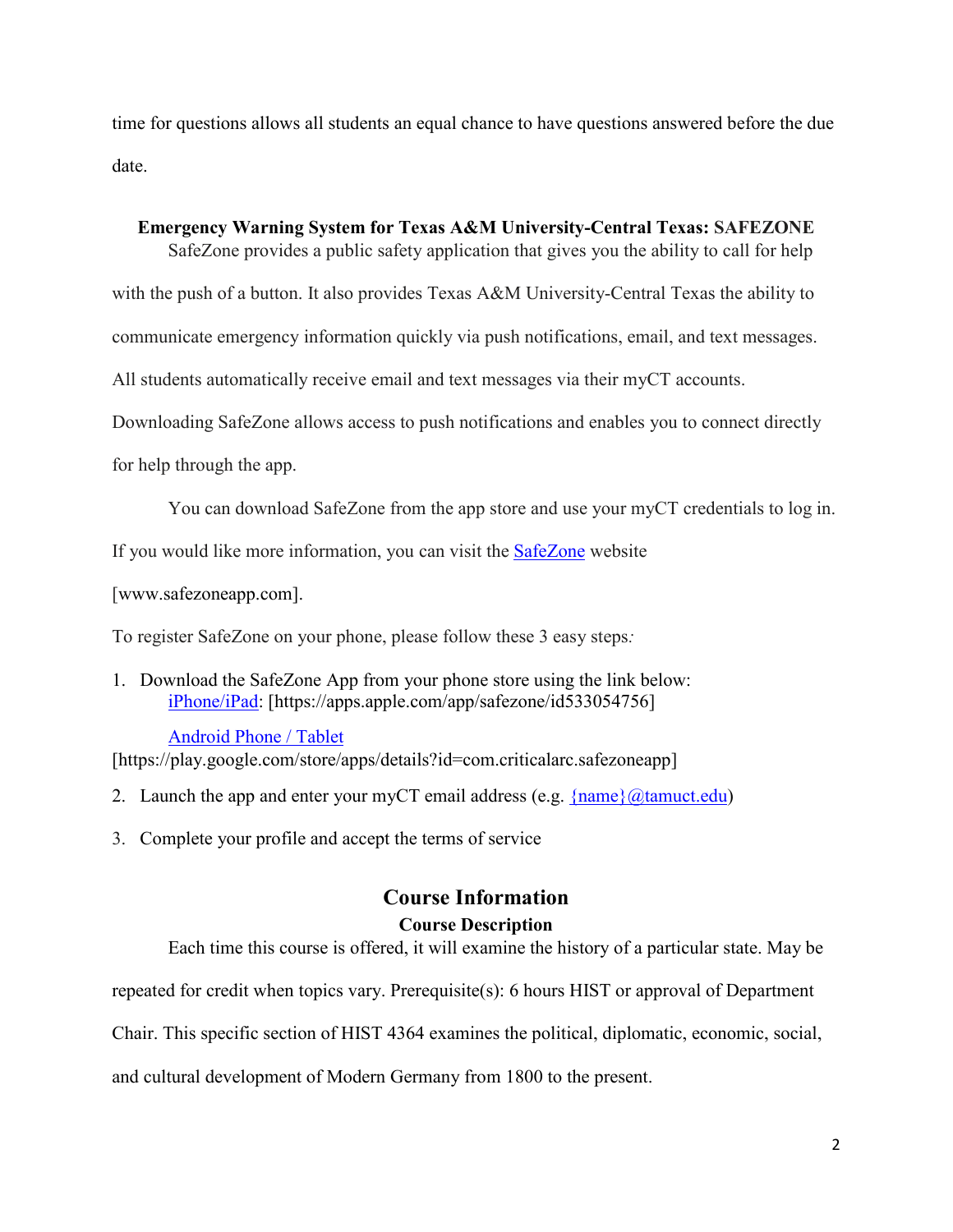time for questions allows all students an equal chance to have questions answered before the due date.

### Emergency Warning System for Texas A&M University-Central Texas: SAFEZONE

SafeZone provides a public safety application that gives you the ability to call for help with the push of a button. It also provides Texas A&M University-Central Texas the ability to communicate emergency information quickly via push notifications, email, and text messages. All students automatically receive email and text messages via their myCT accounts. Downloading SafeZone allows access to push notifications and enables you to connect directly for help through the app.

You can download SafeZone from the app store and use your myCT credentials to log in. If you would like more information, you can visit the [SafeZone](http://www.safezoneapp.com) website [www.safezoneapp.com].

To register SafeZone on your phone, please follow these 3 easy steps:

1. Download the SafeZone App from your phone store using the link below:
   [iPhone/iPad](https://apps.apple.com/app/safezone/id533054756): [https://apps.apple.com/app/safezone/id533054756]

   [Android Phone / Tablet](https://play.google.com/store/apps/details?id=com.criticalarc.safezoneapp) [https://play.google.com/store/apps/details?id=com.criticalarc.safezoneapp]
2. Launch the app and enter your myCT email address (e.g. {name}@tamuct.edu)
3. Complete your profile and accept the terms of service

## Course Information

### Course Description

Each time this course is offered, it will examine the history of a particular state. May be repeated for credit when topics vary. Prerequisite(s): 6 hours HIST or approval of Department Chair. This specific section of HIST 4364 examines the political, diplomatic, economic, social, and cultural development of Modern Germany from 1800 to the present.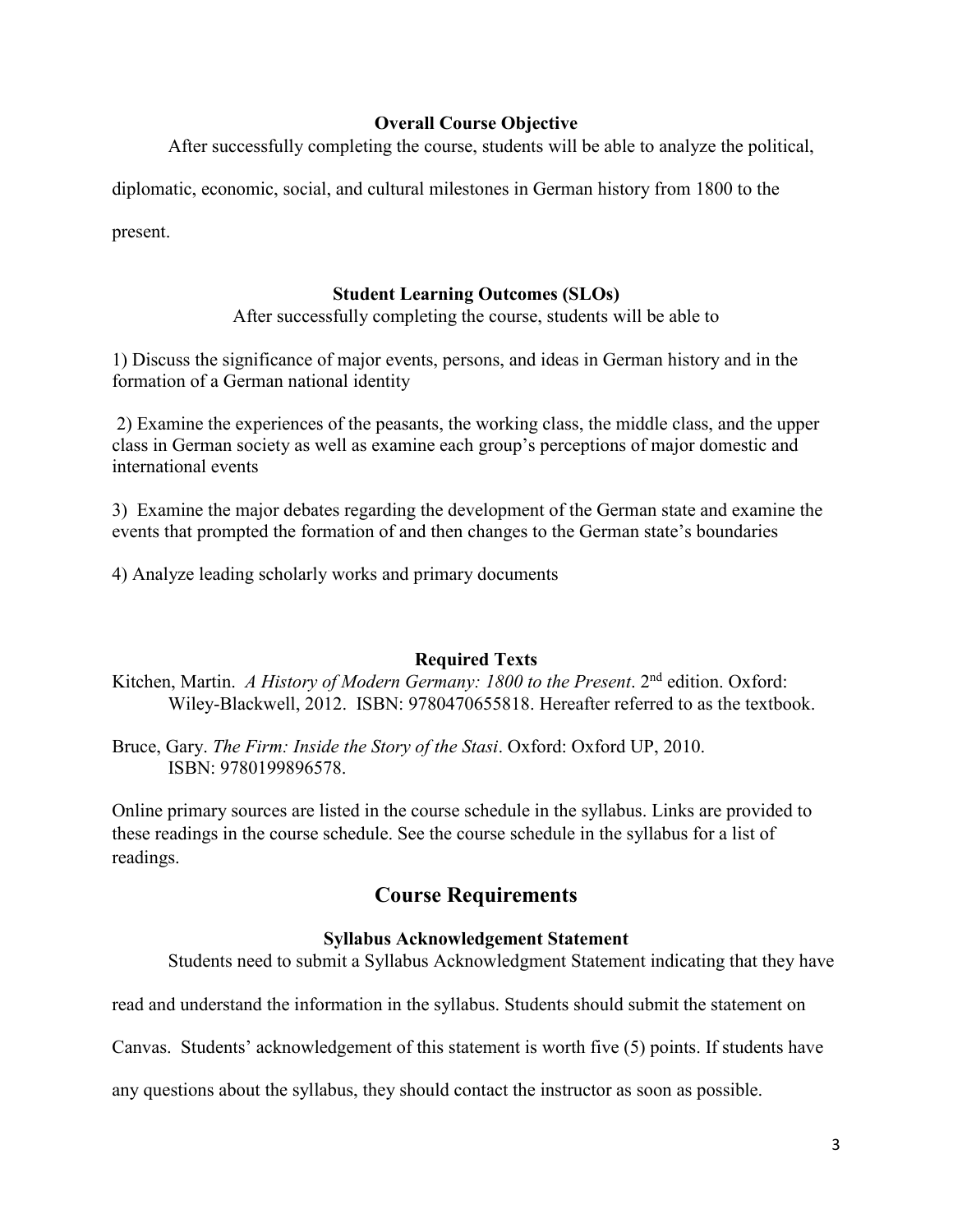### Overall Course Objective

After successfully completing the course, students will be able to analyze the political, diplomatic, economic, social, and cultural milestones in German history from 1800 to the present.

### Student Learning Outcomes (SLOs)

After successfully completing the course, students will be able to

1) Discuss the significance of major events, persons, and ideas in German history and in the formation of a German national identity

2) Examine the experiences of the peasants, the working class, the middle class, and the upper class in German society as well as examine each group's perceptions of major domestic and international events

3) Examine the major debates regarding the development of the German state and examine the events that prompted the formation of and then changes to the German state's boundaries

4) Analyze leading scholarly works and primary documents

### Required Texts

Kitchen, Martin. *A History of Modern Germany: 1800 to the Present*. 2nd edition. Oxford: Wiley-Blackwell, 2012. ISBN: 9780470655818. Hereafter referred to as the textbook.

Bruce, Gary. *The Firm: Inside the Story of the Stasi*. Oxford: Oxford UP, 2010. ISBN: 9780199896578.

Online primary sources are listed in the course schedule in the syllabus. Links are provided to these readings in the course schedule. See the course schedule in the syllabus for a list of readings.

## Course Requirements

### Syllabus Acknowledgement Statement

Students need to submit a Syllabus Acknowledgment Statement indicating that they have read and understand the information in the syllabus. Students should submit the statement on Canvas. Students' acknowledgement of this statement is worth five (5) points. If students have any questions about the syllabus, they should contact the instructor as soon as possible.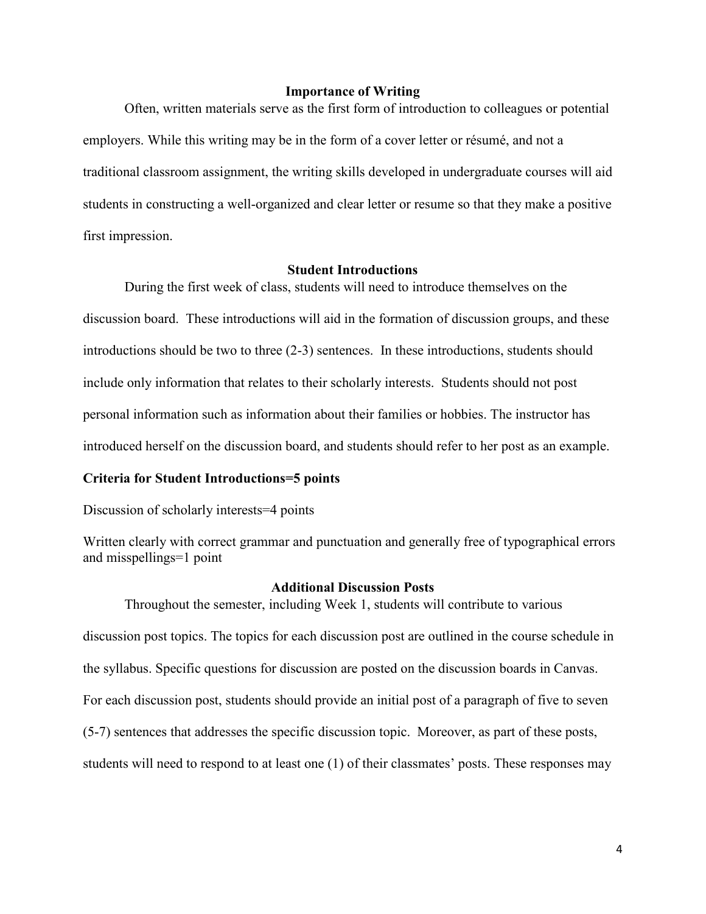## Importance of Writing

Often, written materials serve as the first form of introduction to colleagues or potential employers. While this writing may be in the form of a cover letter or résumé, and not a traditional classroom assignment, the writing skills developed in undergraduate courses will aid students in constructing a well-organized and clear letter or resume so that they make a positive first impression.

## Student Introductions

During the first week of class, students will need to introduce themselves on the discussion board. These introductions will aid in the formation of discussion groups, and these introductions should be two to three (2-3) sentences. In these introductions, students should include only information that relates to their scholarly interests. Students should not post personal information such as information about their families or hobbies. The instructor has introduced herself on the discussion board, and students should refer to her post as an example.

**Criteria for Student Introductions=5 points**

Discussion of scholarly interests=4 points

Written clearly with correct grammar and punctuation and generally free of typographical errors and misspellings=1 point

## Additional Discussion Posts

Throughout the semester, including Week 1, students will contribute to various discussion post topics. The topics for each discussion post are outlined in the course schedule in the syllabus. Specific questions for discussion are posted on the discussion boards in Canvas. For each discussion post, students should provide an initial post of a paragraph of five to seven (5-7) sentences that addresses the specific discussion topic. Moreover, as part of these posts, students will need to respond to at least one (1) of their classmates' posts. These responses may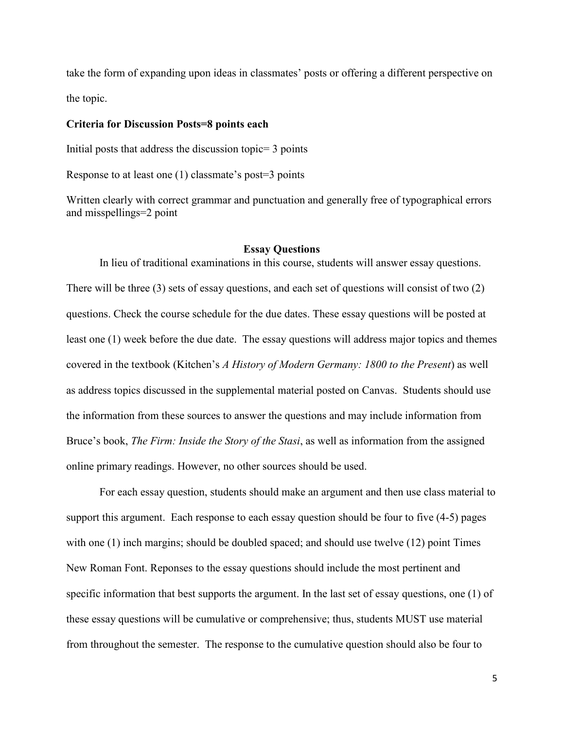take the form of expanding upon ideas in classmates' posts or offering a different perspective on the topic.

**Criteria for Discussion Posts=8 points each**

Initial posts that address the discussion topic= 3 points

Response to at least one (1) classmate's post=3 points

Written clearly with correct grammar and punctuation and generally free of typographical errors and misspellings=2 point

## Essay Questions

In lieu of traditional examinations in this course, students will answer essay questions. There will be three (3) sets of essay questions, and each set of questions will consist of two (2) questions. Check the course schedule for the due dates. These essay questions will be posted at least one (1) week before the due date. The essay questions will address major topics and themes covered in the textbook (Kitchen's *A History of Modern Germany: 1800 to the Present*) as well as address topics discussed in the supplemental material posted on Canvas. Students should use the information from these sources to answer the questions and may include information from Bruce's book, *The Firm: Inside the Story of the Stasi*, as well as information from the assigned online primary readings. However, no other sources should be used.

For each essay question, students should make an argument and then use class material to support this argument. Each response to each essay question should be four to five (4-5) pages with one (1) inch margins; should be doubled spaced; and should use twelve (12) point Times New Roman Font. Reponses to the essay questions should include the most pertinent and specific information that best supports the argument. In the last set of essay questions, one (1) of these essay questions will be cumulative or comprehensive; thus, students MUST use material from throughout the semester. The response to the cumulative question should also be four to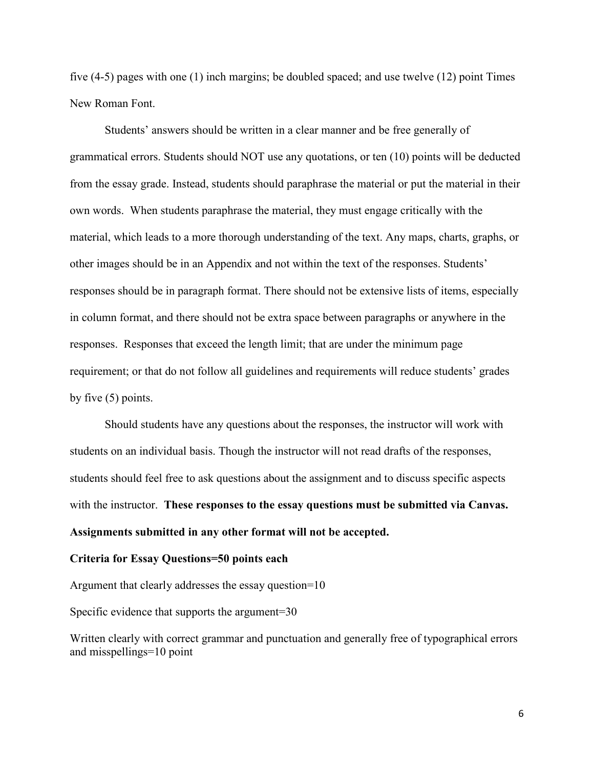five (4-5) pages with one (1) inch margins; be doubled spaced; and use twelve (12) point Times New Roman Font.

Students' answers should be written in a clear manner and be free generally of grammatical errors. Students should NOT use any quotations, or ten (10) points will be deducted from the essay grade. Instead, students should paraphrase the material or put the material in their own words. When students paraphrase the material, they must engage critically with the material, which leads to a more thorough understanding of the text. Any maps, charts, graphs, or other images should be in an Appendix and not within the text of the responses. Students' responses should be in paragraph format. There should not be extensive lists of items, especially in column format, and there should not be extra space between paragraphs or anywhere in the responses. Responses that exceed the length limit; that are under the minimum page requirement; or that do not follow all guidelines and requirements will reduce students' grades by five (5) points.

Should students have any questions about the responses, the instructor will work with students on an individual basis. Though the instructor will not read drafts of the responses, students should feel free to ask questions about the assignment and to discuss specific aspects with the instructor. **These responses to the essay questions must be submitted via Canvas. Assignments submitted in any other format will not be accepted.**

**Criteria for Essay Questions=50 points each**

Argument that clearly addresses the essay question=10

Specific evidence that supports the argument=30

Written clearly with correct grammar and punctuation and generally free of typographical errors and misspellings=10 point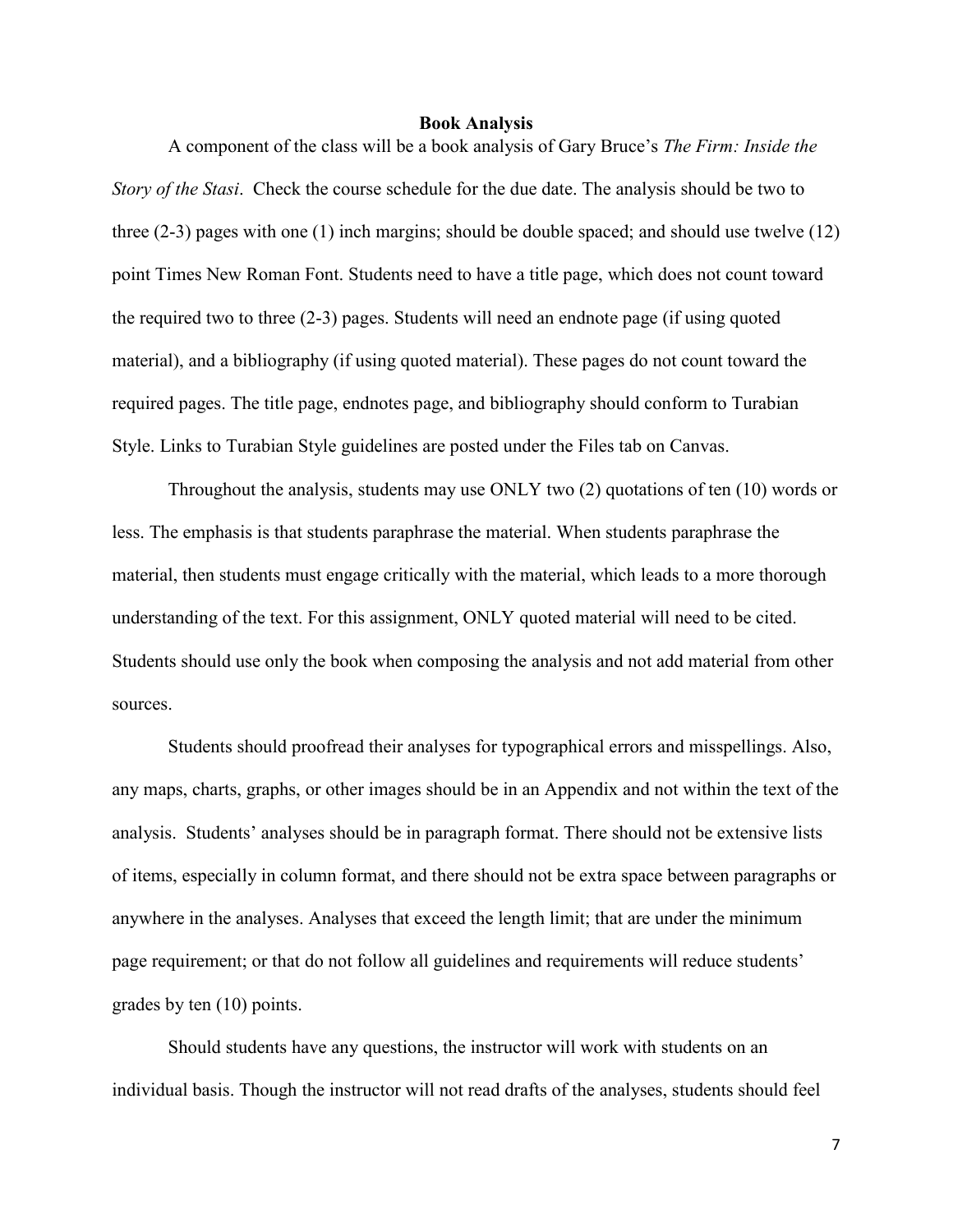## Book Analysis

A component of the class will be a book analysis of Gary Bruce's *The Firm: Inside the Story of the Stasi*. Check the course schedule for the due date. The analysis should be two to three (2-3) pages with one (1) inch margins; should be double spaced; and should use twelve (12) point Times New Roman Font. Students need to have a title page, which does not count toward the required two to three (2-3) pages. Students will need an endnote page (if using quoted material), and a bibliography (if using quoted material). These pages do not count toward the required pages. The title page, endnotes page, and bibliography should conform to Turabian Style. Links to Turabian Style guidelines are posted under the Files tab on Canvas.

Throughout the analysis, students may use ONLY two (2) quotations of ten (10) words or less. The emphasis is that students paraphrase the material. When students paraphrase the material, then students must engage critically with the material, which leads to a more thorough understanding of the text. For this assignment, ONLY quoted material will need to be cited. Students should use only the book when composing the analysis and not add material from other sources.

Students should proofread their analyses for typographical errors and misspellings. Also, any maps, charts, graphs, or other images should be in an Appendix and not within the text of the analysis. Students' analyses should be in paragraph format. There should not be extensive lists of items, especially in column format, and there should not be extra space between paragraphs or anywhere in the analyses. Analyses that exceed the length limit; that are under the minimum page requirement; or that do not follow all guidelines and requirements will reduce students' grades by ten (10) points.

Should students have any questions, the instructor will work with students on an individual basis. Though the instructor will not read drafts of the analyses, students should feel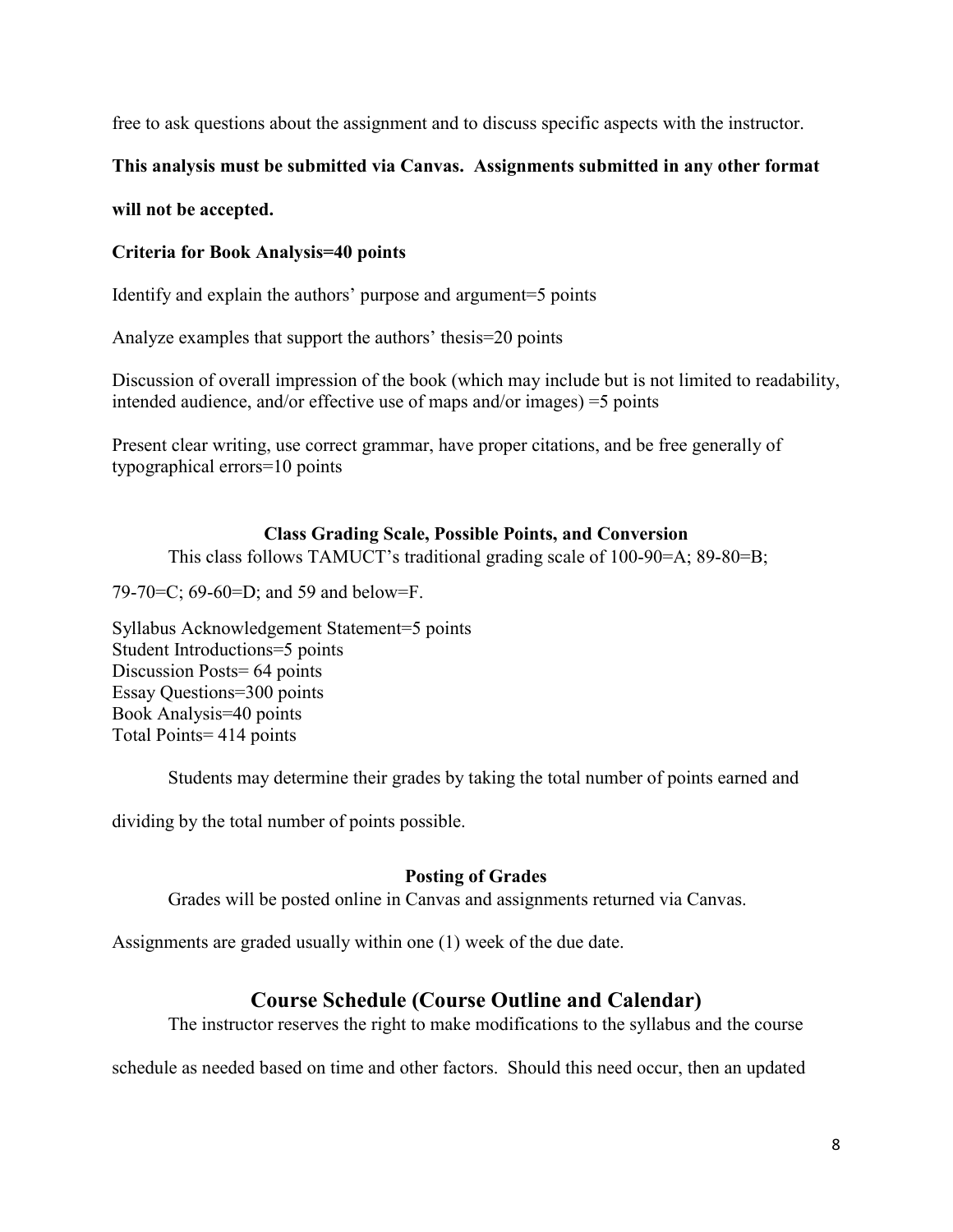free to ask questions about the assignment and to discuss specific aspects with the instructor.

**This analysis must be submitted via Canvas. Assignments submitted in any other format will not be accepted.**

**Criteria for Book Analysis=40 points**

Identify and explain the authors' purpose and argument=5 points

Analyze examples that support the authors' thesis=20 points

Discussion of overall impression of the book (which may include but is not limited to readability, intended audience, and/or effective use of maps and/or images) =5 points

Present clear writing, use correct grammar, have proper citations, and be free generally of typographical errors=10 points

### Class Grading Scale, Possible Points, and Conversion

This class follows TAMUCT's traditional grading scale of 100-90=A; 89-80=B; 79-70=C; 69-60=D; and 59 and below=F.

Syllabus Acknowledgement Statement=5 points
Student Introductions=5 points
Discussion Posts= 64 points
Essay Questions=300 points
Book Analysis=40 points
Total Points= 414 points

Students may determine their grades by taking the total number of points earned and dividing by the total number of points possible.

### Posting of Grades

Grades will be posted online in Canvas and assignments returned via Canvas. Assignments are graded usually within one (1) week of the due date.

## Course Schedule (Course Outline and Calendar)

The instructor reserves the right to make modifications to the syllabus and the course schedule as needed based on time and other factors. Should this need occur, then an updated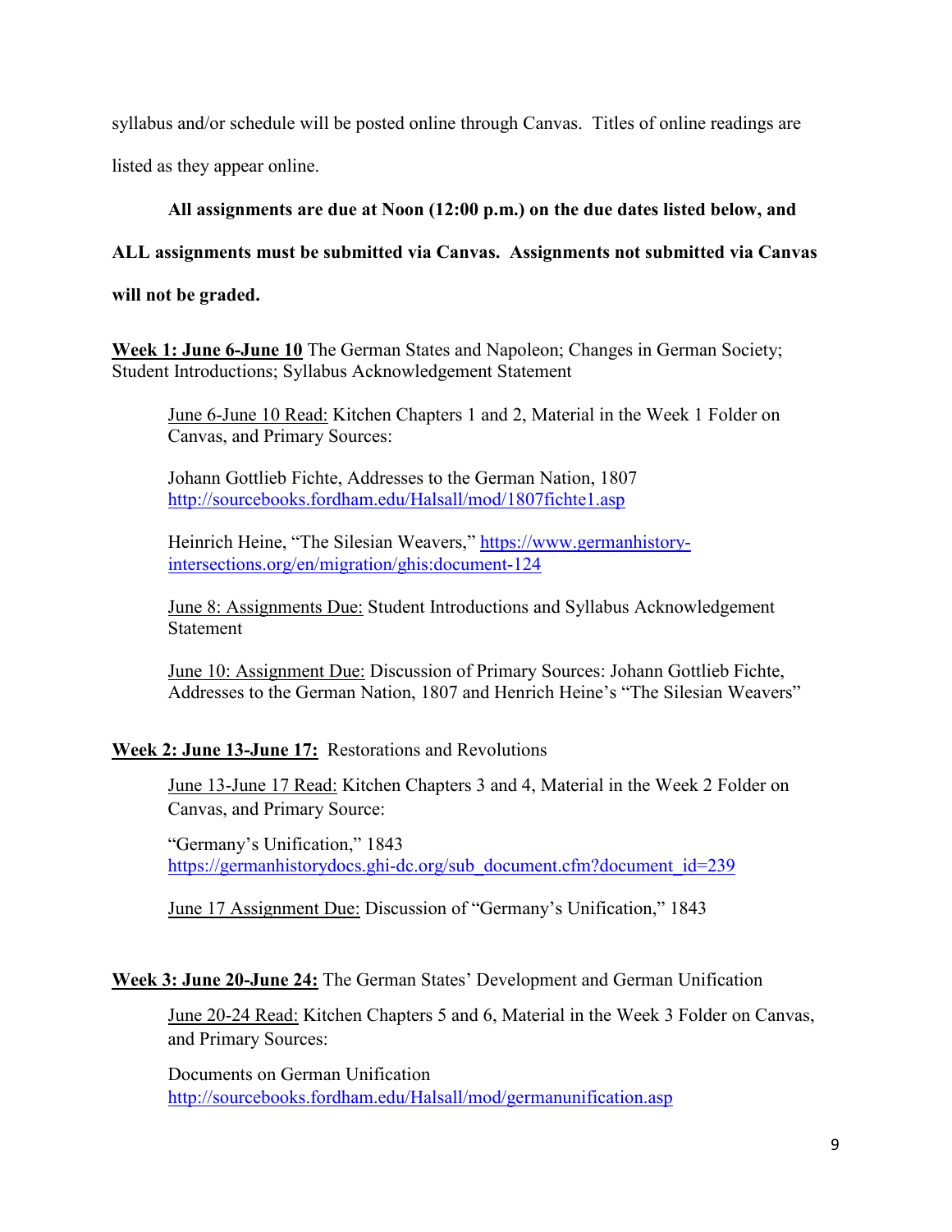syllabus and/or schedule will be posted online through Canvas. Titles of online readings are listed as they appear online.

**All assignments are due at Noon (12:00 p.m.) on the due dates listed below, and ALL assignments must be submitted via Canvas. Assignments not submitted via Canvas will not be graded.**

**Week 1: June 6-June 10** The German States and Napoleon; Changes in German Society; Student Introductions; Syllabus Acknowledgement Statement

June 6-June 10 Read: Kitchen Chapters 1 and 2, Material in the Week 1 Folder on Canvas, and Primary Sources:

Johann Gottlieb Fichte, Addresses to the German Nation, 1807 http://sourcebooks.fordham.edu/Halsall/mod/1807fichte1.asp

Heinrich Heine, "The Silesian Weavers," https://www.germanhistory-intersections.org/en/migration/ghis:document-124

June 8: Assignments Due: Student Introductions and Syllabus Acknowledgement Statement

June 10: Assignment Due: Discussion of Primary Sources: Johann Gottlieb Fichte, Addresses to the German Nation, 1807 and Henrich Heine's "The Silesian Weavers"

**Week 2: June 13-June 17:** Restorations and Revolutions

June 13-June 17 Read: Kitchen Chapters 3 and 4, Material in the Week 2 Folder on Canvas, and Primary Source:

"Germany's Unification," 1843 https://germanhistorydocs.ghi-dc.org/sub_document.cfm?document_id=239

June 17 Assignment Due: Discussion of "Germany's Unification," 1843

**Week 3: June 20-June 24:** The German States' Development and German Unification

June 20-24 Read: Kitchen Chapters 5 and 6, Material in the Week 3 Folder on Canvas, and Primary Sources:

Documents on German Unification http://sourcebooks.fordham.edu/Halsall/mod/germanunification.asp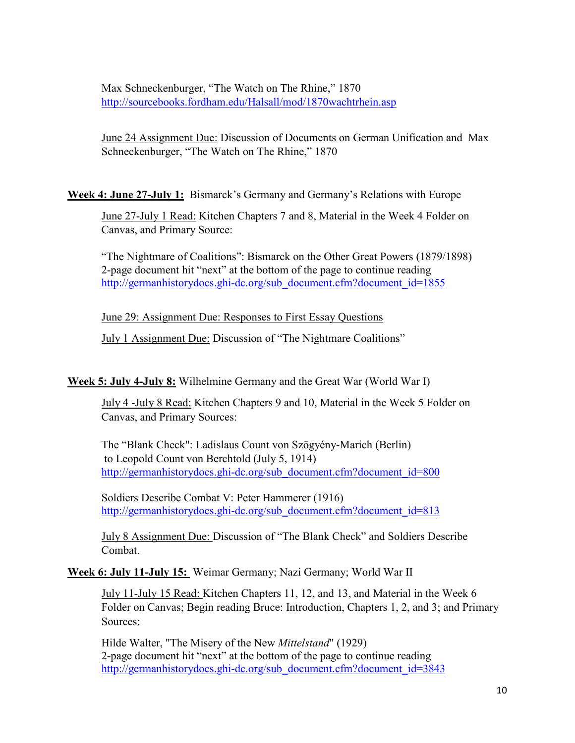Max Schneckenburger, “The Watch on The Rhine,” 1870
http://sourcebooks.fordham.edu/Halsall/mod/1870wachtrhein.asp

June 24 Assignment Due: Discussion of Documents on German Unification and Max Schneckenburger, “The Watch on The Rhine,” 1870

**Week 4: June 27-July 1:** Bismarck’s Germany and Germany’s Relations with Europe

June 27-July 1 Read: Kitchen Chapters 7 and 8, Material in the Week 4 Folder on Canvas, and Primary Source:

“The Nightmare of Coalitions”: Bismarck on the Other Great Powers (1879/1898)
2-page document hit “next” at the bottom of the page to continue reading
http://germanhistorydocs.ghi-dc.org/sub_document.cfm?document_id=1855

June 29: Assignment Due: Responses to First Essay Questions

July 1 Assignment Due: Discussion of “The Nightmare Coalitions”

**Week 5: July 4-July 8:** Wilhelmine Germany and the Great War (World War I)

July 4 -July 8 Read: Kitchen Chapters 9 and 10, Material in the Week 5 Folder on Canvas, and Primary Sources:

The “Blank Check": Ladislaus Count von Szögyény-Marich (Berlin) to Leopold Count von Berchtold (July 5, 1914)
http://germanhistorydocs.ghi-dc.org/sub_document.cfm?document_id=800

Soldiers Describe Combat V: Peter Hammerer (1916)
http://germanhistorydocs.ghi-dc.org/sub_document.cfm?document_id=813

July 8 Assignment Due: Discussion of “The Blank Check” and Soldiers Describe Combat.

**Week 6: July 11-July 15:** Weimar Germany; Nazi Germany; World War II

July 11-July 15 Read: Kitchen Chapters 11, 12, and 13, and Material in the Week 6 Folder on Canvas; Begin reading Bruce: Introduction, Chapters 1, 2, and 3; and Primary Sources:

Hilde Walter, "The Misery of the New *Mittelstand*" (1929)
2-page document hit “next” at the bottom of the page to continue reading
http://germanhistorydocs.ghi-dc.org/sub_document.cfm?document_id=3843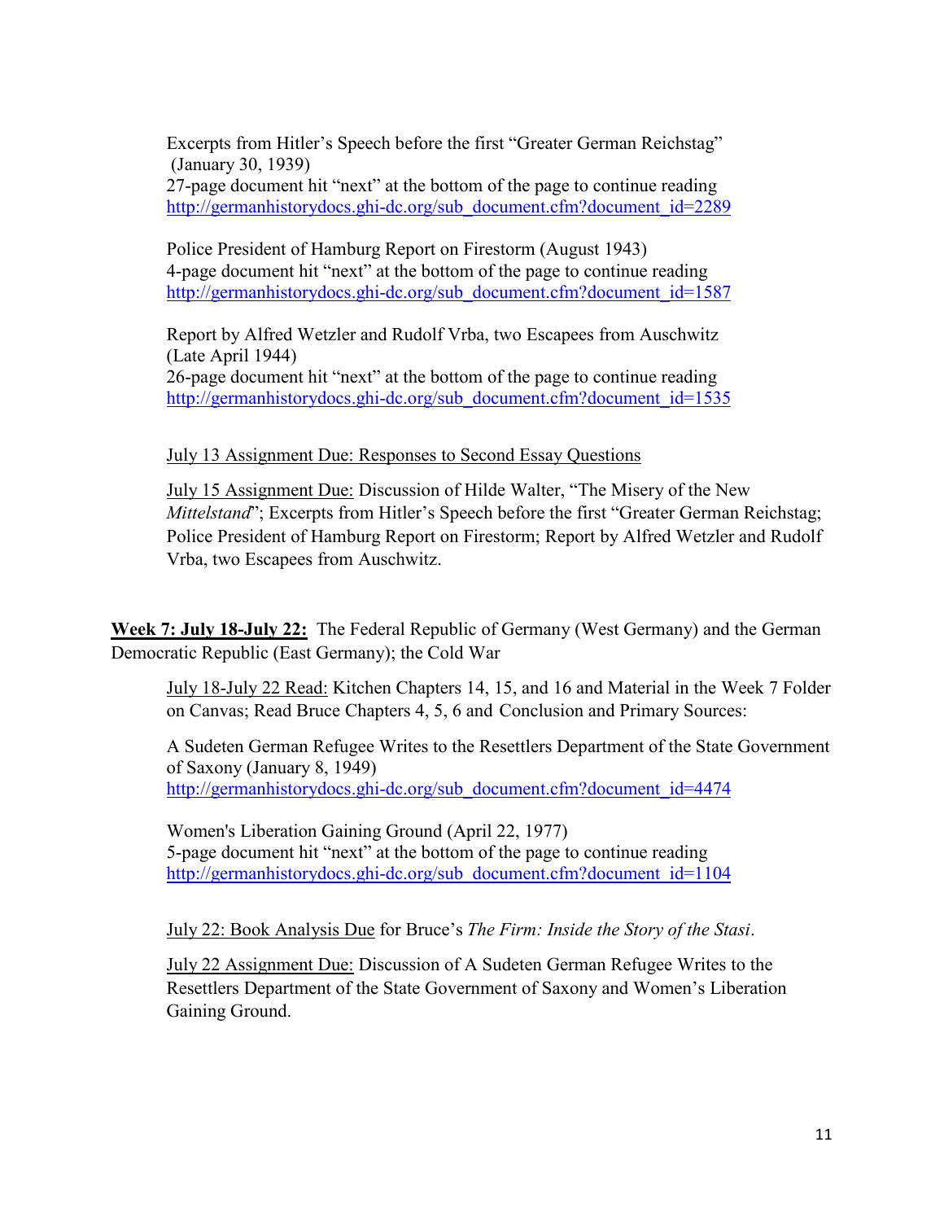Excerpts from Hitler's Speech before the first "Greater German Reichstag" (January 30, 1939)
27-page document hit "next" at the bottom of the page to continue reading
http://germanhistorydocs.ghi-dc.org/sub_document.cfm?document_id=2289

Police President of Hamburg Report on Firestorm (August 1943)
4-page document hit "next" at the bottom of the page to continue reading
http://germanhistorydocs.ghi-dc.org/sub_document.cfm?document_id=1587

Report by Alfred Wetzler and Rudolf Vrba, two Escapees from Auschwitz (Late April 1944)
26-page document hit "next" at the bottom of the page to continue reading
http://germanhistorydocs.ghi-dc.org/sub_document.cfm?document_id=1535

<u>July 13 Assignment Due: Responses to Second Essay Questions</u>

<u>July 15 Assignment Due:</u> Discussion of Hilde Walter, "The Misery of the New *Mittelstand*"; Excerpts from Hitler's Speech before the first "Greater German Reichstag; Police President of Hamburg Report on Firestorm; Report by Alfred Wetzler and Rudolf Vrba, two Escapees from Auschwitz.

**<u>Week 7: July 18-July 22:</u>** The Federal Republic of Germany (West Germany) and the German Democratic Republic (East Germany); the Cold War

<u>July 18-July 22 Read:</u> Kitchen Chapters 14, 15, and 16 and Material in the Week 7 Folder on Canvas; Read Bruce Chapters 4, 5, 6 and Conclusion and Primary Sources:

A Sudeten German Refugee Writes to the Resettlers Department of the State Government of Saxony (January 8, 1949)
http://germanhistorydocs.ghi-dc.org/sub_document.cfm?document_id=4474

Women's Liberation Gaining Ground (April 22, 1977)
5-page document hit "next" at the bottom of the page to continue reading
http://germanhistorydocs.ghi-dc.org/sub_document.cfm?document_id=1104

<u>July 22: Book Analysis Due</u> for Bruce's *The Firm: Inside the Story of the Stasi*.

<u>July 22 Assignment Due:</u> Discussion of A Sudeten German Refugee Writes to the Resettlers Department of the State Government of Saxony and Women's Liberation Gaining Ground.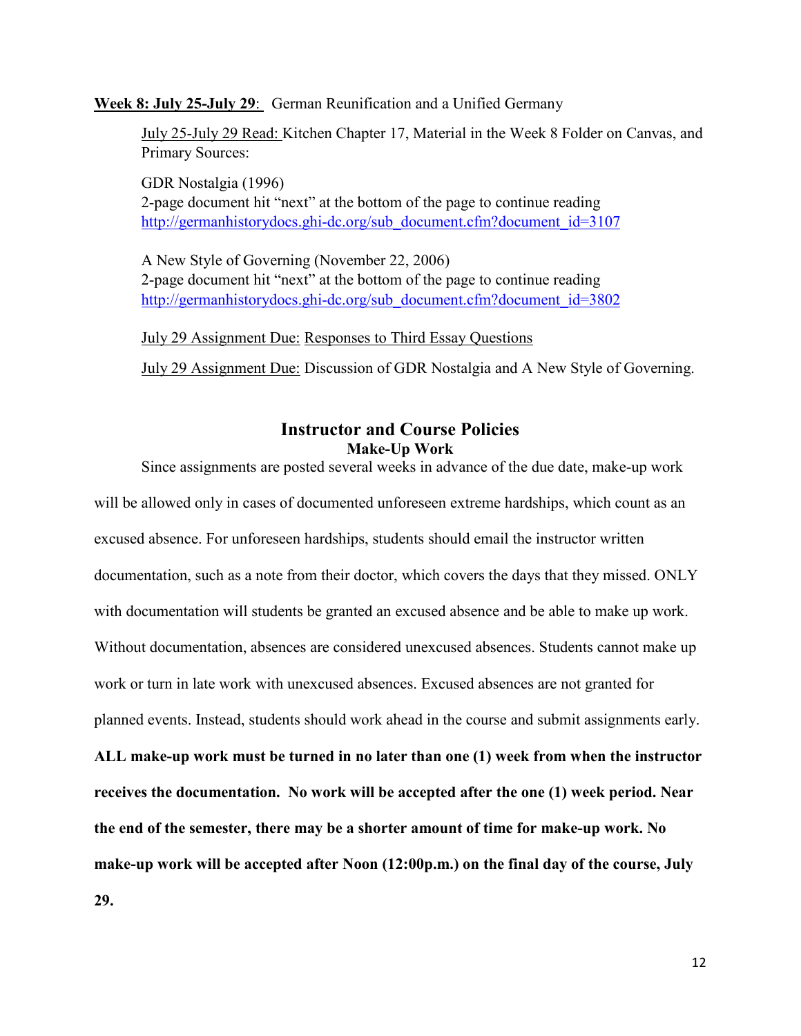**Week 8: July 25-July 29**: German Reunification and a Unified Germany

July 25-July 29 Read: Kitchen Chapter 17, Material in the Week 8 Folder on Canvas, and Primary Sources:

GDR Nostalgia (1996)
2-page document hit "next" at the bottom of the page to continue reading
http://germanhistorydocs.ghi-dc.org/sub_document.cfm?document_id=3107

A New Style of Governing (November 22, 2006)
2-page document hit "next" at the bottom of the page to continue reading
http://germanhistorydocs.ghi-dc.org/sub_document.cfm?document_id=3802

July 29 Assignment Due: Responses to Third Essay Questions

July 29 Assignment Due: Discussion of GDR Nostalgia and A New Style of Governing.

## Instructor and Course Policies

### Make-Up Work

Since assignments are posted several weeks in advance of the due date, make-up work will be allowed only in cases of documented unforeseen extreme hardships, which count as an excused absence. For unforeseen hardships, students should email the instructor written documentation, such as a note from their doctor, which covers the days that they missed. ONLY with documentation will students be granted an excused absence and be able to make up work. Without documentation, absences are considered unexcused absences. Students cannot make up work or turn in late work with unexcused absences. Excused absences are not granted for planned events. Instead, students should work ahead in the course and submit assignments early. **ALL make-up work must be turned in no later than one (1) week from when the instructor receives the documentation. No work will be accepted after the one (1) week period. Near the end of the semester, there may be a shorter amount of time for make-up work. No make-up work will be accepted after Noon (12:00p.m.) on the final day of the course, July 29.**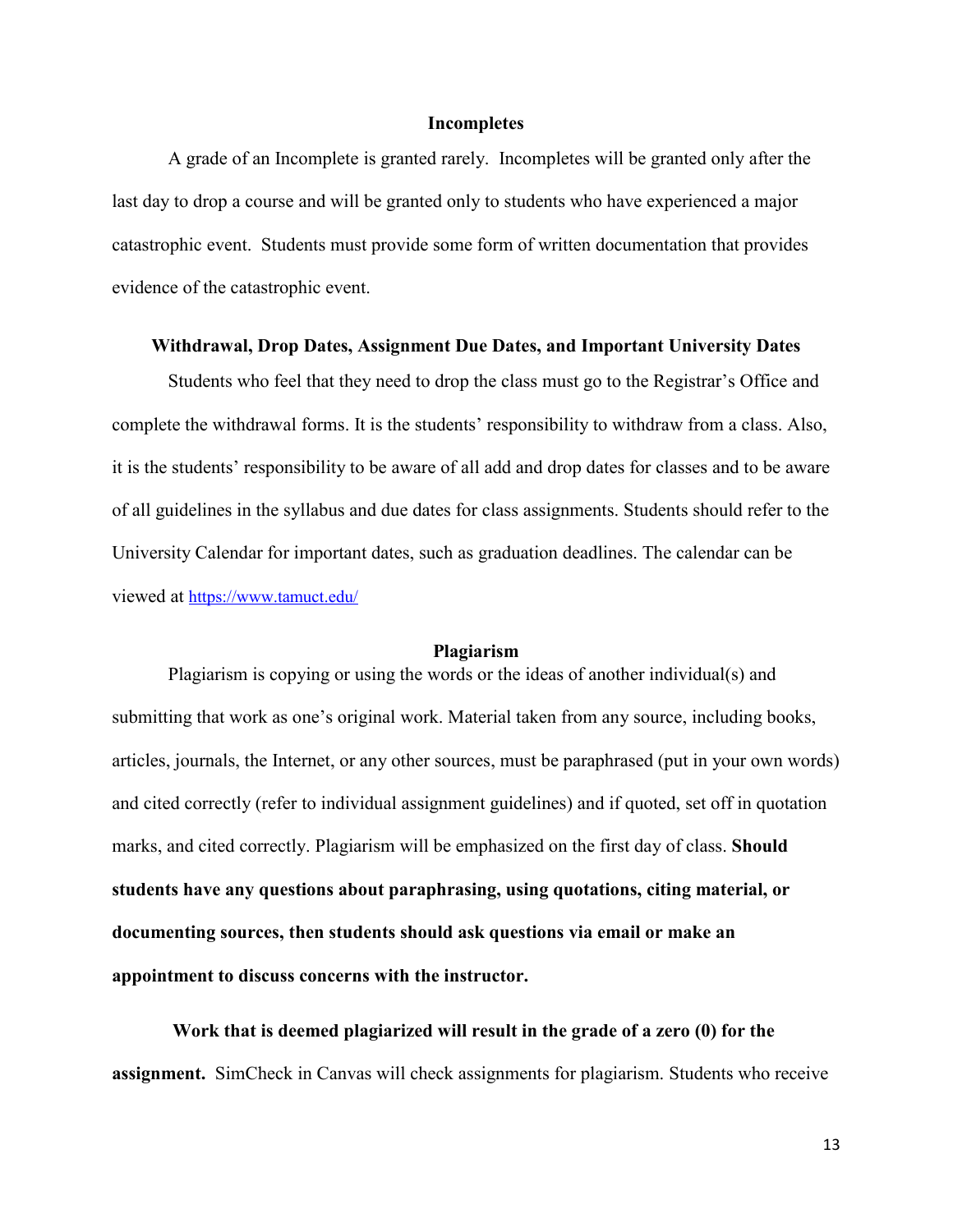## Incompletes

A grade of an Incomplete is granted rarely. Incompletes will be granted only after the last day to drop a course and will be granted only to students who have experienced a major catastrophic event. Students must provide some form of written documentation that provides evidence of the catastrophic event.

## Withdrawal, Drop Dates, Assignment Due Dates, and Important University Dates

Students who feel that they need to drop the class must go to the Registrar's Office and complete the withdrawal forms. It is the students' responsibility to withdraw from a class. Also, it is the students' responsibility to be aware of all add and drop dates for classes and to be aware of all guidelines in the syllabus and due dates for class assignments. Students should refer to the University Calendar for important dates, such as graduation deadlines. The calendar can be viewed at [https://www.tamuct.edu/](https://www.tamuct.edu/)

## Plagiarism

Plagiarism is copying or using the words or the ideas of another individual(s) and submitting that work as one's original work. Material taken from any source, including books, articles, journals, the Internet, or any other sources, must be paraphrased (put in your own words) and cited correctly (refer to individual assignment guidelines) and if quoted, set off in quotation marks, and cited correctly. Plagiarism will be emphasized on the first day of class. **Should students have any questions about paraphrasing, using quotations, citing material, or documenting sources, then students should ask questions via email or make an appointment to discuss concerns with the instructor.**

**Work that is deemed plagiarized will result in the grade of a zero (0) for the assignment.** SimCheck in Canvas will check assignments for plagiarism. Students who receive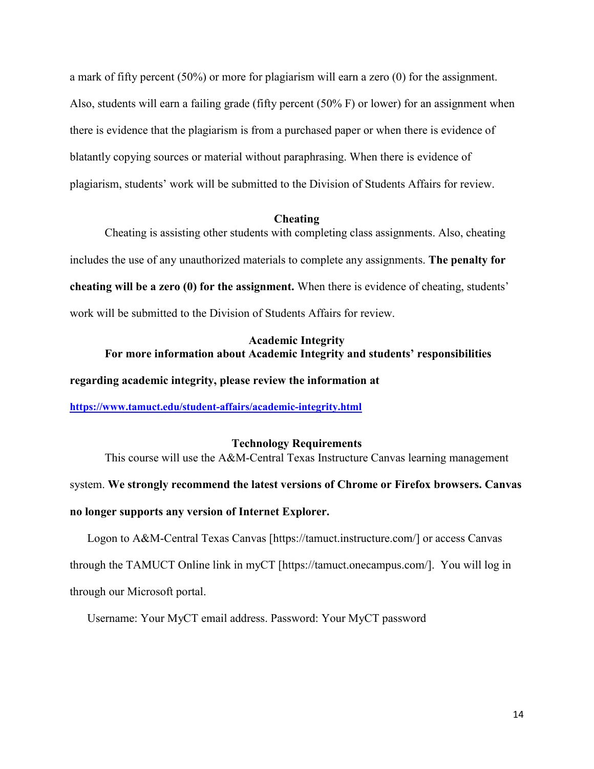a mark of fifty percent (50%) or more for plagiarism will earn a zero (0) for the assignment. Also, students will earn a failing grade (fifty percent (50% F) or lower) for an assignment when there is evidence that the plagiarism is from a purchased paper or when there is evidence of blatantly copying sources or material without paraphrasing. When there is evidence of plagiarism, students' work will be submitted to the Division of Students Affairs for review.

### Cheating

Cheating is assisting other students with completing class assignments. Also, cheating includes the use of any unauthorized materials to complete any assignments. **The penalty for cheating will be a zero (0) for the assignment.** When there is evidence of cheating, students' work will be submitted to the Division of Students Affairs for review.

### Academic Integrity

**For more information about Academic Integrity and students' responsibilities regarding academic integrity, please review the information at [https://www.tamuct.edu/student-affairs/academic-integrity.html](https://www.tamuct.edu/student-affairs/academic-integrity.html)**

### Technology Requirements

This course will use the A&M-Central Texas Instructure Canvas learning management system. **We strongly recommend the latest versions of Chrome or Firefox browsers. Canvas no longer supports any version of Internet Explorer.**

Logon to A&M-Central Texas Canvas [https://tamuct.instructure.com/] or access Canvas through the TAMUCT Online link in myCT [https://tamuct.onecampus.com/]. You will log in through our Microsoft portal.

Username: Your MyCT email address. Password: Your MyCT password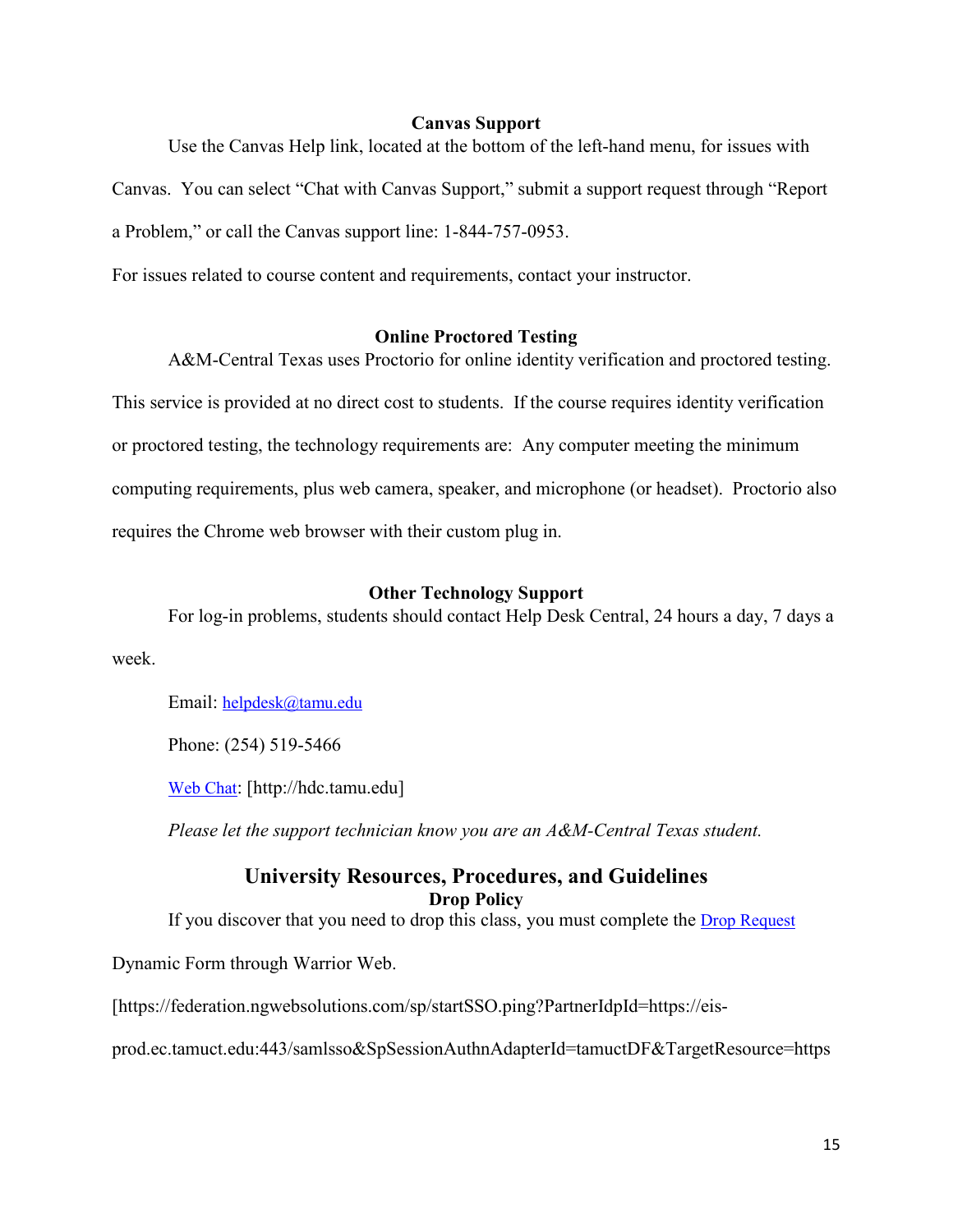### Canvas Support

Use the Canvas Help link, located at the bottom of the left-hand menu, for issues with Canvas. You can select "Chat with Canvas Support," submit a support request through "Report a Problem," or call the Canvas support line: 1-844-757-0953.

For issues related to course content and requirements, contact your instructor.

### Online Proctored Testing

A&M-Central Texas uses Proctorio for online identity verification and proctored testing. This service is provided at no direct cost to students. If the course requires identity verification or proctored testing, the technology requirements are: Any computer meeting the minimum computing requirements, plus web camera, speaker, and microphone (or headset). Proctorio also requires the Chrome web browser with their custom plug in.

### Other Technology Support

For log-in problems, students should contact Help Desk Central, 24 hours a day, 7 days a week.

Email: helpdesk@tamu.edu

Phone: (254) 519-5466

Web Chat: [http://hdc.tamu.edu]

*Please let the support technician know you are an A&M-Central Texas student.*

## University Resources, Procedures, and Guidelines

### Drop Policy

If you discover that you need to drop this class, you must complete the Drop Request Dynamic Form through Warrior Web.

[https://federation.ngwebsolutions.com/sp/startSSO.ping?PartnerIdpId=https://eis-prod.ec.tamuct.edu:443/samlsso&SpSessionAuthnAdapterId=tamuctDF&TargetResource=https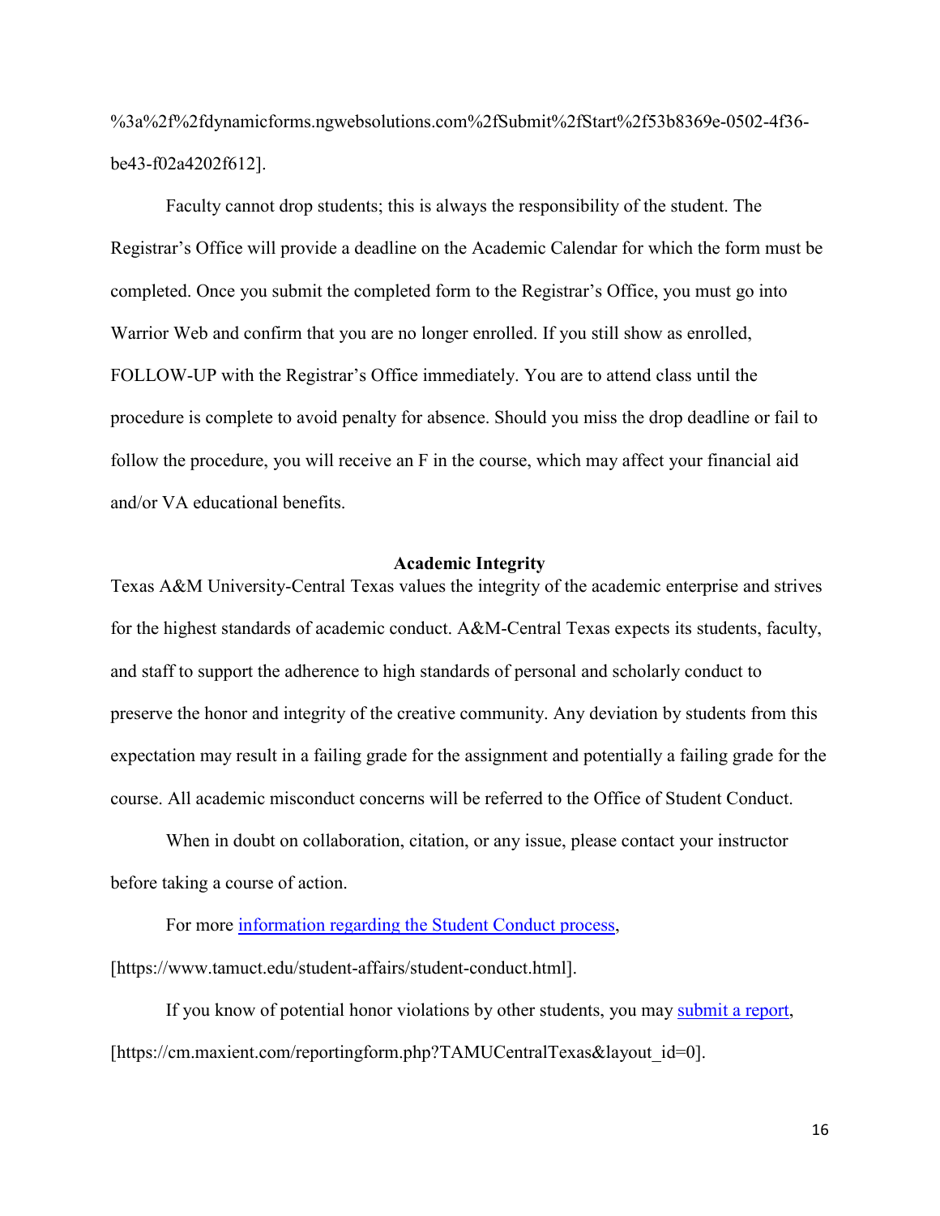%3a%2f%2fdynamicforms.ngwebsolutions.com%2fSubmit%2fStart%2f53b8369e-0502-4f36-be43-f02a4202f612].

Faculty cannot drop students; this is always the responsibility of the student. The Registrar's Office will provide a deadline on the Academic Calendar for which the form must be completed. Once you submit the completed form to the Registrar's Office, you must go into Warrior Web and confirm that you are no longer enrolled. If you still show as enrolled, FOLLOW-UP with the Registrar's Office immediately. You are to attend class until the procedure is complete to avoid penalty for absence. Should you miss the drop deadline or fail to follow the procedure, you will receive an F in the course, which may affect your financial aid and/or VA educational benefits.

## Academic Integrity

Texas A&M University-Central Texas values the integrity of the academic enterprise and strives for the highest standards of academic conduct. A&M-Central Texas expects its students, faculty, and staff to support the adherence to high standards of personal and scholarly conduct to preserve the honor and integrity of the creative community. Any deviation by students from this expectation may result in a failing grade for the assignment and potentially a failing grade for the course. All academic misconduct concerns will be referred to the Office of Student Conduct.

When in doubt on collaboration, citation, or any issue, please contact your instructor before taking a course of action.

For more [information regarding the Student Conduct process](https://www.tamuct.edu/student-affairs/student-conduct.html), [https://www.tamuct.edu/student-affairs/student-conduct.html].

If you know of potential honor violations by other students, you may [submit a report](https://cm.maxient.com/reportingform.php?TAMUCentralTexas&layout_id=0), [https://cm.maxient.com/reportingform.php?TAMUCentralTexas&layout_id=0].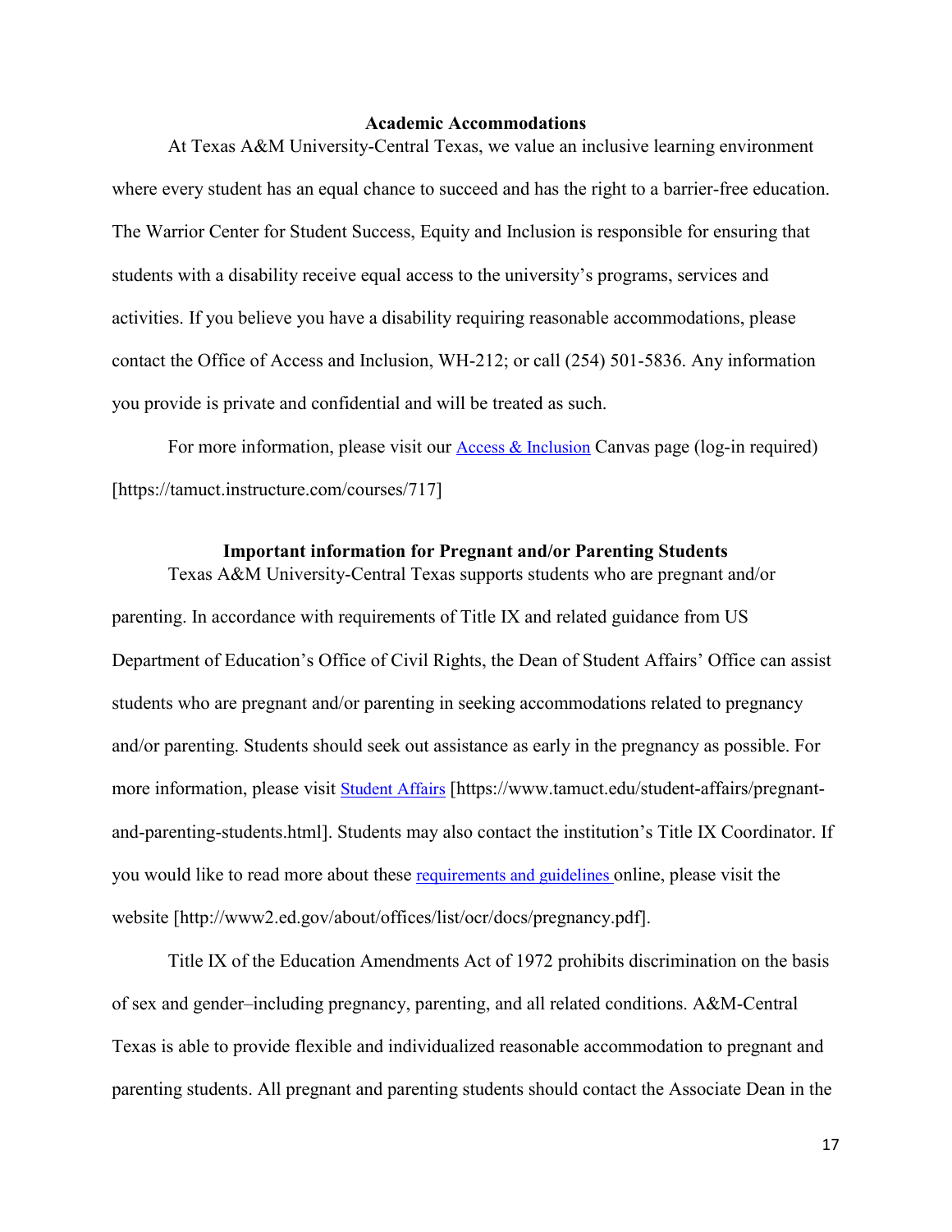### Academic Accommodations

At Texas A&M University-Central Texas, we value an inclusive learning environment where every student has an equal chance to succeed and has the right to a barrier-free education. The Warrior Center for Student Success, Equity and Inclusion is responsible for ensuring that students with a disability receive equal access to the university's programs, services and activities. If you believe you have a disability requiring reasonable accommodations, please contact the Office of Access and Inclusion, WH-212; or call (254) 501-5836. Any information you provide is private and confidential and will be treated as such.

For more information, please visit our Access & Inclusion Canvas page (log-in required) [https://tamuct.instructure.com/courses/717]

### Important information for Pregnant and/or Parenting Students

Texas A&M University-Central Texas supports students who are pregnant and/or parenting. In accordance with requirements of Title IX and related guidance from US Department of Education's Office of Civil Rights, the Dean of Student Affairs' Office can assist students who are pregnant and/or parenting in seeking accommodations related to pregnancy and/or parenting. Students should seek out assistance as early in the pregnancy as possible. For more information, please visit Student Affairs [https://www.tamuct.edu/student-affairs/pregnant-and-parenting-students.html]. Students may also contact the institution's Title IX Coordinator. If you would like to read more about these requirements and guidelines online, please visit the website [http://www2.ed.gov/about/offices/list/ocr/docs/pregnancy.pdf].

Title IX of the Education Amendments Act of 1972 prohibits discrimination on the basis of sex and gender–including pregnancy, parenting, and all related conditions. A&M-Central Texas is able to provide flexible and individualized reasonable accommodation to pregnant and parenting students. All pregnant and parenting students should contact the Associate Dean in the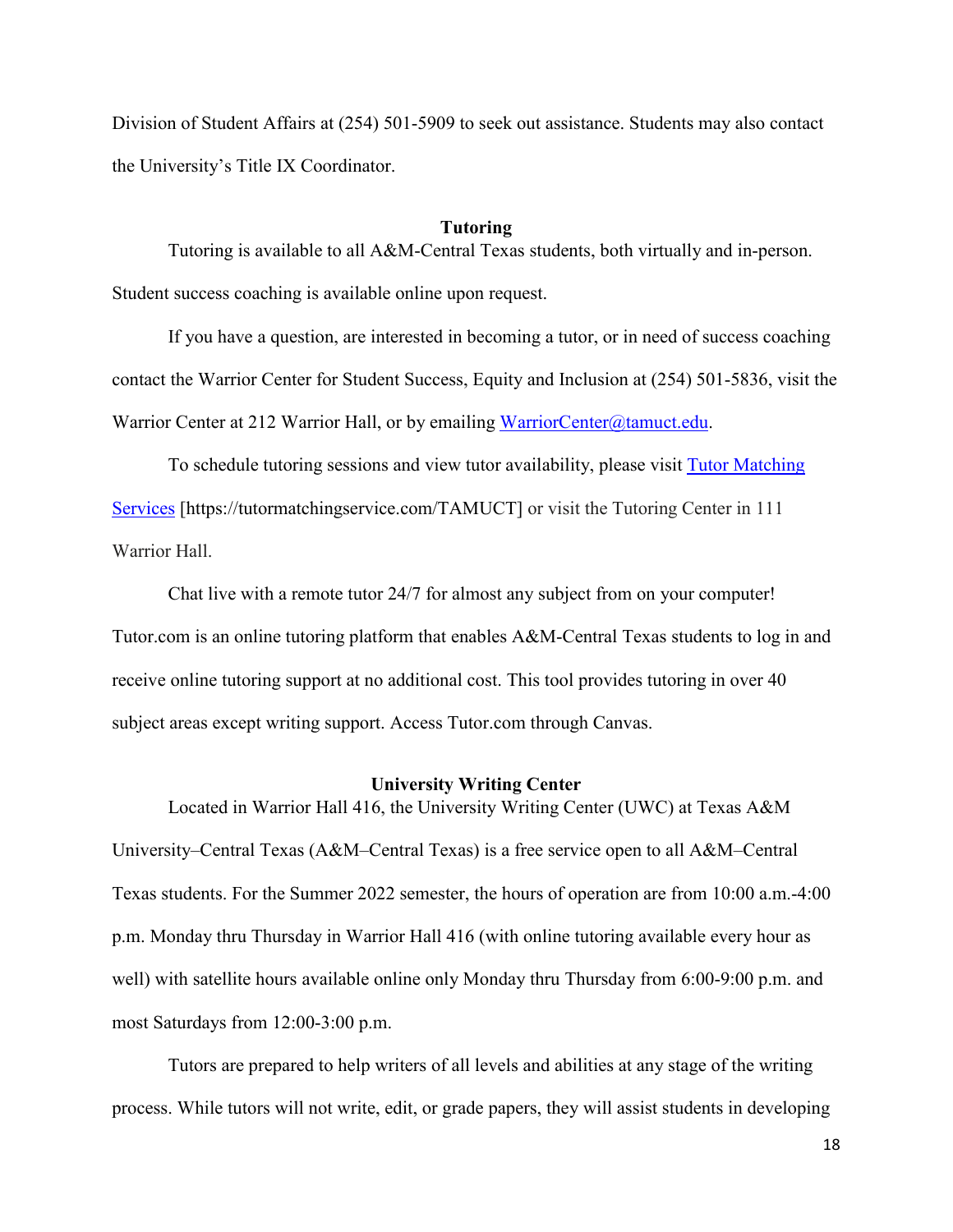Division of Student Affairs at (254) 501-5909 to seek out assistance. Students may also contact the University's Title IX Coordinator.

### Tutoring

Tutoring is available to all A&M-Central Texas students, both virtually and in-person. Student success coaching is available online upon request.

If you have a question, are interested in becoming a tutor, or in need of success coaching contact the Warrior Center for Student Success, Equity and Inclusion at (254) 501-5836, visit the Warrior Center at 212 Warrior Hall, or by emailing [WarriorCenter@tamuct.edu](mailto:WarriorCenter@tamuct.edu).

To schedule tutoring sessions and view tutor availability, please visit [Tutor Matching Services](https://tutormatchingservice.com/TAMUCT) [https://tutormatchingservice.com/TAMUCT] or visit the Tutoring Center in 111 Warrior Hall.

Chat live with a remote tutor 24/7 for almost any subject from on your computer! Tutor.com is an online tutoring platform that enables A&M-Central Texas students to log in and receive online tutoring support at no additional cost. This tool provides tutoring in over 40 subject areas except writing support. Access Tutor.com through Canvas.

### University Writing Center

Located in Warrior Hall 416, the University Writing Center (UWC) at Texas A&M University–Central Texas (A&M–Central Texas) is a free service open to all A&M–Central Texas students. For the Summer 2022 semester, the hours of operation are from 10:00 a.m.-4:00 p.m. Monday thru Thursday in Warrior Hall 416 (with online tutoring available every hour as well) with satellite hours available online only Monday thru Thursday from 6:00-9:00 p.m. and most Saturdays from 12:00-3:00 p.m.

Tutors are prepared to help writers of all levels and abilities at any stage of the writing process. While tutors will not write, edit, or grade papers, they will assist students in developing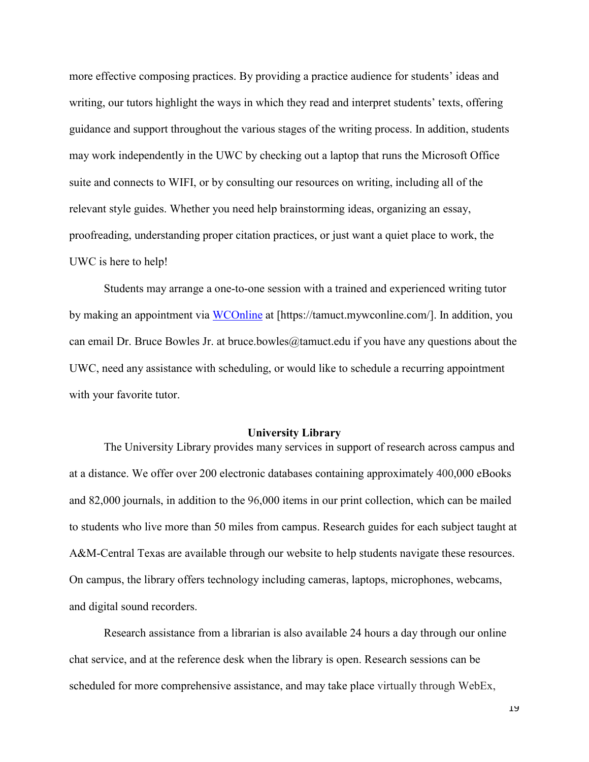more effective composing practices. By providing a practice audience for students' ideas and writing, our tutors highlight the ways in which they read and interpret students' texts, offering guidance and support throughout the various stages of the writing process. In addition, students may work independently in the UWC by checking out a laptop that runs the Microsoft Office suite and connects to WIFI, or by consulting our resources on writing, including all of the relevant style guides. Whether you need help brainstorming ideas, organizing an essay, proofreading, understanding proper citation practices, or just want a quiet place to work, the UWC is here to help!

Students may arrange a one-to-one session with a trained and experienced writing tutor by making an appointment via [WCOnline](https://tamuct.mywconline.com/) at [https://tamuct.mywconline.com/]. In addition, you can email Dr. Bruce Bowles Jr. at bruce.bowles@tamuct.edu if you have any questions about the UWC, need any assistance with scheduling, or would like to schedule a recurring appointment with your favorite tutor.

## University Library

The University Library provides many services in support of research across campus and at a distance. We offer over 200 electronic databases containing approximately 400,000 eBooks and 82,000 journals, in addition to the 96,000 items in our print collection, which can be mailed to students who live more than 50 miles from campus. Research guides for each subject taught at A&M-Central Texas are available through our website to help students navigate these resources. On campus, the library offers technology including cameras, laptops, microphones, webcams, and digital sound recorders.

Research assistance from a librarian is also available 24 hours a day through our online chat service, and at the reference desk when the library is open. Research sessions can be scheduled for more comprehensive assistance, and may take place virtually through WebEx,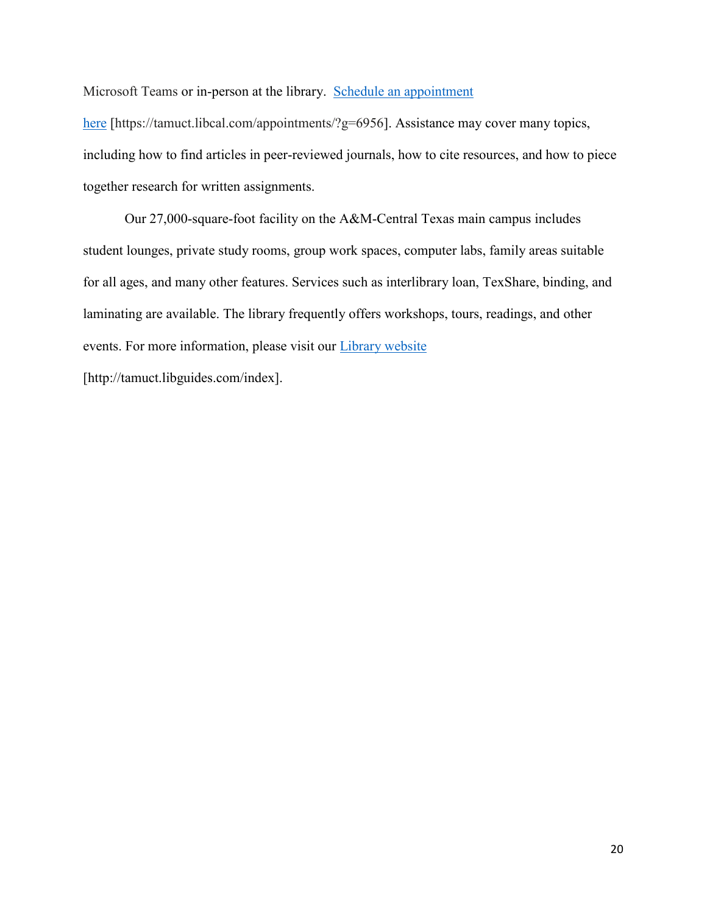Microsoft Teams or in-person at the library. [Schedule an appointment here](https://tamuct.libcal.com/appointments/?g=6956) [https://tamuct.libcal.com/appointments/?g=6956]. Assistance may cover many topics, including how to find articles in peer-reviewed journals, how to cite resources, and how to piece together research for written assignments.

Our 27,000-square-foot facility on the A&M-Central Texas main campus includes student lounges, private study rooms, group work spaces, computer labs, family areas suitable for all ages, and many other features. Services such as interlibrary loan, TexShare, binding, and laminating are available. The library frequently offers workshops, tours, readings, and other events. For more information, please visit our [Library website](http://tamuct.libguides.com/index) [http://tamuct.libguides.com/index].